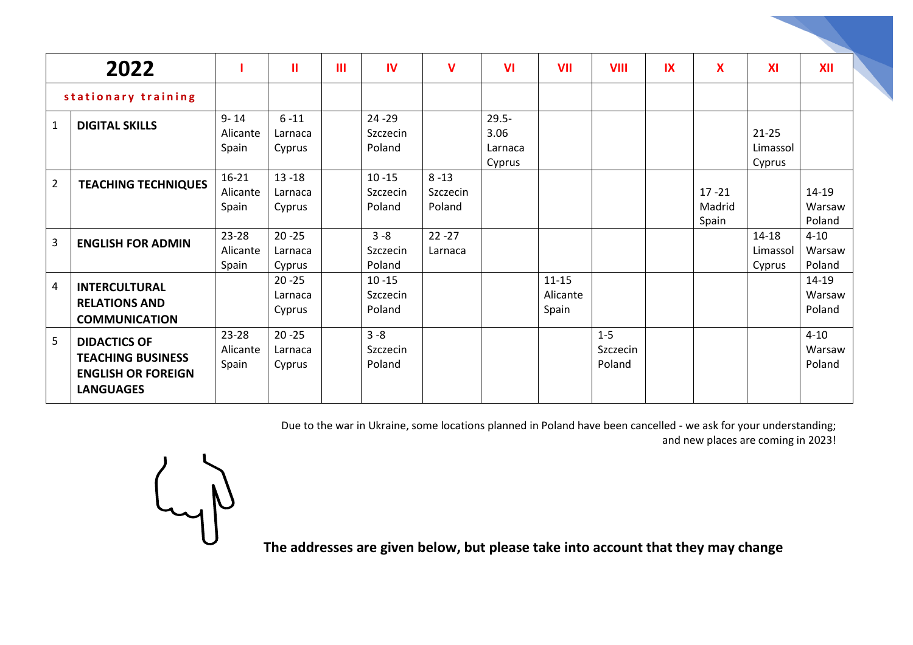| 2022 | | I | II | III | IV | V | VI | VII | VIII | IX | X | XI | XII |
|---|---|---|---|---|---|---|---|---|---|---|---|---|---|
| stationary training | | | | | | | | | | | | | |
| 1 | **DIGITAL SKILLS** | 9- 14 Alicante Spain | 6 -11 Larnaca Cyprus | | 24 -29 Szczecin Poland | | 29.5-3.06 Larnaca Cyprus | | | | | 21-25 Limassol Cyprus | |
| 2 | **TEACHING TECHNIQUES** | 16-21 Alicante Spain | 13 -18 Larnaca Cyprus | | 10 -15 Szczecin Poland | 8 -13 Szczecin Poland | | | | | 17 -21 Madrid Spain | | 14-19 Warsaw Poland |
| 3 | **ENGLISH FOR ADMIN** | 23-28 Alicante Spain | 20 -25 Larnaca Cyprus | | 3 -8 Szczecin Poland | 22 -27 Larnaca | | | | | | 14-18 Limassol Cyprus | 4-10 Warsaw Poland |
| 4 | **INTERCULTURAL RELATIONS AND COMMUNICATION** | | 20 -25 Larnaca Cyprus | | 10 -15 Szczecin Poland | | | 11-15 Alicante Spain | | | | | 14-19 Warsaw Poland |
| 5 | **DIDACTICS OF TEACHING BUSINESS ENGLISH OR FOREIGN LANGUAGES** | 23-28 Alicante Spain | 20 -25 Larnaca Cyprus | | 3 -8 Szczecin Poland | | | | 1-5 Szczecin Poland | | | | 4-10 Warsaw Poland |

Due to the war in Ukraine, some locations planned in Poland have been cancelled - we ask for your understanding; and new places are coming in 2023!

**The addresses are given below, but please take into account that they may change**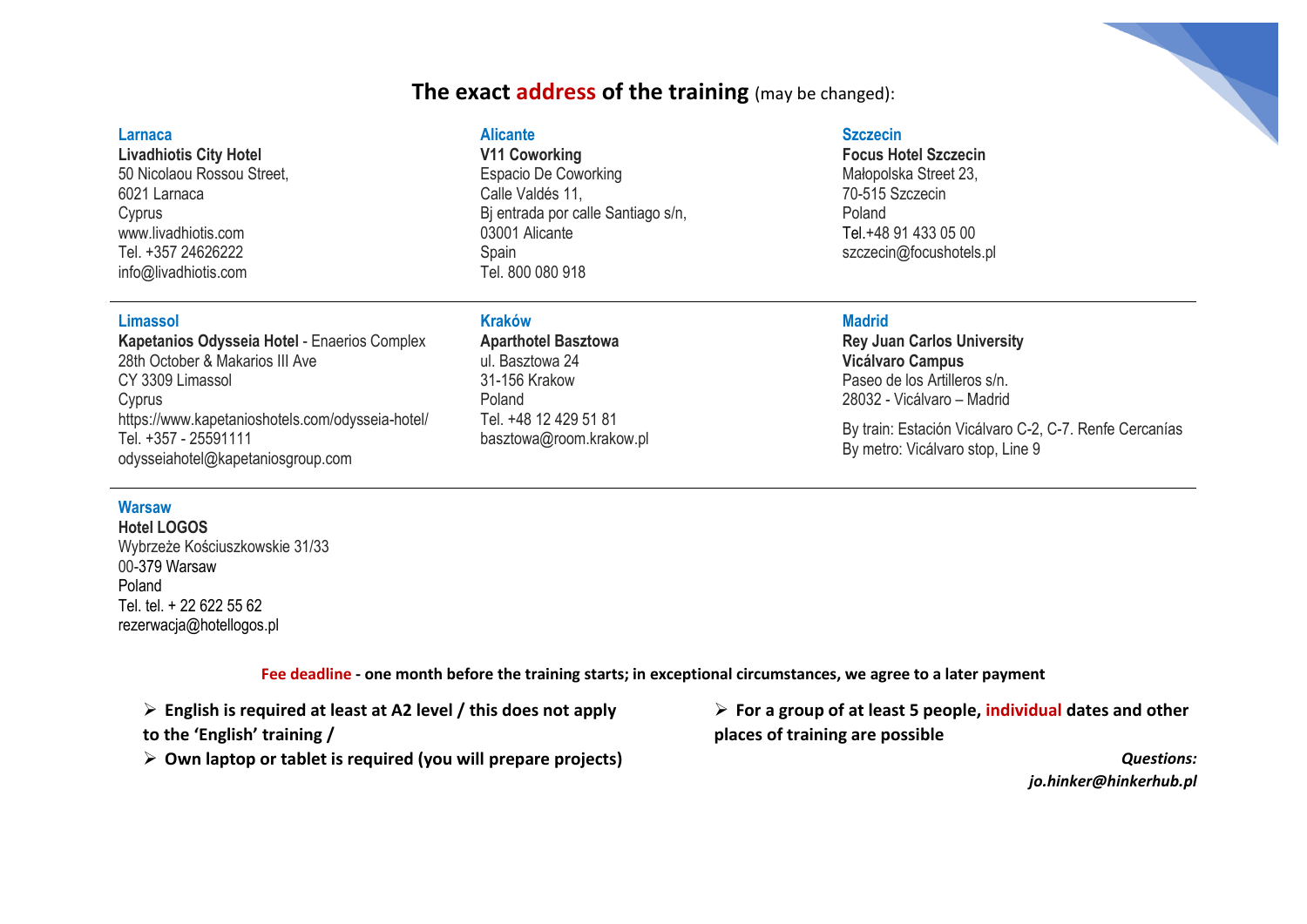## The exact address of the training (may be changed):

**Larnaca**
**Livadhiotis City Hotel**
50 Nicolaou Rossou Street,
6021 Larnaca
Cyprus
www.livadhiotis.com
Tel. +357 24626222
info@livadhiotis.com

**Alicante**
**V11 Coworking**
Espacio De Coworking
Calle Valdés 11,
Bj entrada por calle Santiago s/n,
03001 Alicante
Spain
Tel. 800 080 918

**Szczecin**
**Focus Hotel Szczecin**
Małopolska Street 23,
70-515 Szczecin
Poland
Tel.+48 91 433 05 00
szczecin@focushotels.pl

---

**Limassol**
**Kapetanios Odysseia Hotel** - Enaerios Complex
28th October & Makarios III Ave
CY 3309 Limassol
Cyprus
https://www.kapetanioshotels.com/odysseia-hotel/
Tel. +357 - 25591111
odysseiahotel@kapetaniosgroup.com

**Kraków**
**Aparthotel Basztowa**
ul. Basztowa 24
31-156 Krakow
Poland
Tel. +48 12 429 51 81
basztowa@room.krakow.pl

**Madrid**
**Rey Juan Carlos University**
**Vicálvaro Campus**
Paseo de los Artilleros s/n.
28032 - Vicálvaro – Madrid

By train: Estación Vicálvaro C-2, C-7. Renfe Cercanías
By metro: Vicálvaro stop, Line 9

---

**Warsaw**
**Hotel LOGOS**
Wybrzeże Kościuszkowskie 31/33
00-379 Warsaw
Poland
Tel. tel. + 22 622 55 62
rezerwacja@hotellogos.pl

**Fee deadline - one month before the training starts; in exceptional circumstances, we agree to a later payment**

- **English is required at least at A2 level / this does not apply to the 'English' training /**
- **Own laptop or tablet is required (you will prepare projects)**
- **For a group of at least 5 people, individual dates and other places of training are possible**

***Questions: jo.hinker@hinkerhub.pl***